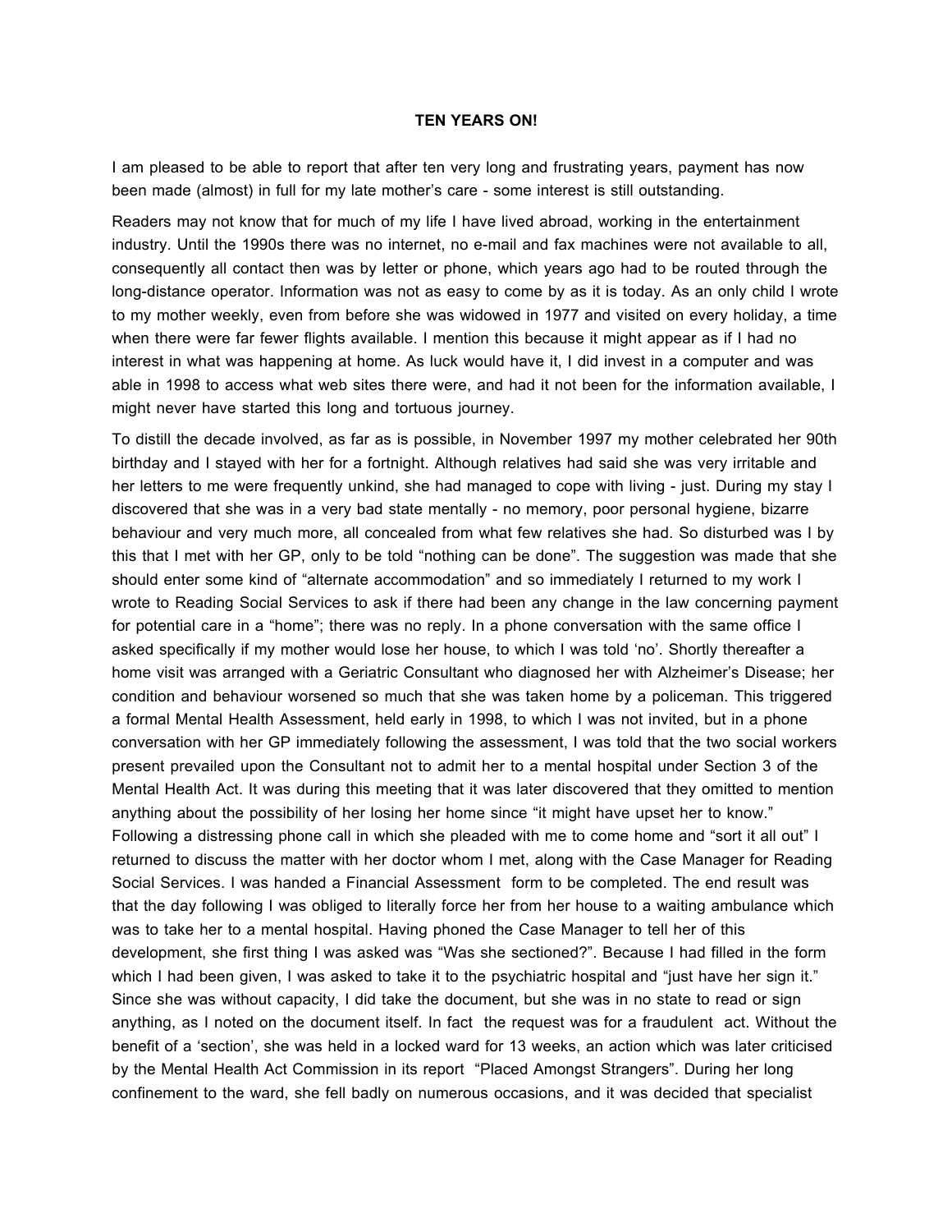**TEN YEARS ON!**

I am pleased to be able to report that after ten very long and frustrating years, payment has now been made (almost) in full for my late mother's care - some interest is still outstanding.

Readers may not know that for much of my life I have lived abroad, working in the entertainment industry. Until the 1990s there was no internet, no e-mail and fax machines were not available to all, consequently all contact then was by letter or phone, which years ago had to be routed through the long-distance operator. Information was not as easy to come by as it is today. As an only child I wrote to my mother weekly, even from before she was widowed in 1977 and visited on every holiday, a time when there were far fewer flights available. I mention this because it might appear as if I had no interest in what was happening at home. As luck would have it, I did invest in a computer and was able in 1998 to access what web sites there were, and had it not been for the information available, I might never have started this long and tortuous journey.

To distill the decade involved, as far as is possible, in November 1997 my mother celebrated her 90th birthday and I stayed with her for a fortnight. Although relatives had said she was very irritable and her letters to me were frequently unkind, she had managed to cope with living - just. During my stay I discovered that she was in a very bad state mentally - no memory, poor personal hygiene, bizarre behaviour and very much more, all concealed from what few relatives she had. So disturbed was I by this that I met with her GP, only to be told "nothing can be done". The suggestion was made that she should enter some kind of "alternate accommodation" and so immediately I returned to my work I wrote to Reading Social Services to ask if there had been any change in the law concerning payment for potential care in a "home"; there was no reply. In a phone conversation with the same office I asked specifically if my mother would lose her house, to which I was told 'no'. Shortly thereafter a home visit was arranged with a Geriatric Consultant who diagnosed her with Alzheimer's Disease; her condition and behaviour worsened so much that she was taken home by a policeman. This triggered a formal Mental Health Assessment, held early in 1998, to which I was not invited, but in a phone conversation with her GP immediately following the assessment, I was told that the two social workers present prevailed upon the Consultant not to admit her to a mental hospital under Section 3 of the Mental Health Act. It was during this meeting that it was later discovered that they omitted to mention anything about the possibility of her losing her home since "it might have upset her to know." Following a distressing phone call in which she pleaded with me to come home and "sort it all out" I returned to discuss the matter with her doctor whom I met, along with the Case Manager for Reading Social Services. I was handed a Financial Assessment form to be completed. The end result was that the day following I was obliged to literally force her from her house to a waiting ambulance which was to take her to a mental hospital. Having phoned the Case Manager to tell her of this development, she first thing I was asked was "Was she sectioned?". Because I had filled in the form which I had been given, I was asked to take it to the psychiatric hospital and "just have her sign it." Since she was without capacity, I did take the document, but she was in no state to read or sign anything, as I noted on the document itself. In fact the request was for a fraudulent act. Without the benefit of a 'section', she was held in a locked ward for 13 weeks, an action which was later criticised by the Mental Health Act Commission in its report "Placed Amongst Strangers". During her long confinement to the ward, she fell badly on numerous occasions, and it was decided that specialist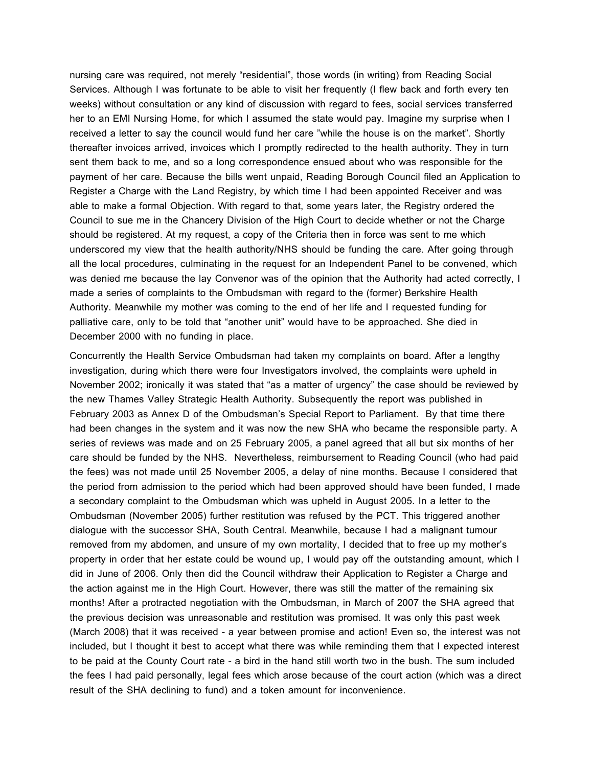nursing care was required, not merely "residential", those words (in writing) from Reading Social Services. Although I was fortunate to be able to visit her frequently (I flew back and forth every ten weeks) without consultation or any kind of discussion with regard to fees, social services transferred her to an EMI Nursing Home, for which I assumed the state would pay. Imagine my surprise when I received a letter to say the council would fund her care "while the house is on the market". Shortly thereafter invoices arrived, invoices which I promptly redirected to the health authority. They in turn sent them back to me, and so a long correspondence ensued about who was responsible for the payment of her care. Because the bills went unpaid, Reading Borough Council filed an Application to Register a Charge with the Land Registry, by which time I had been appointed Receiver and was able to make a formal Objection. With regard to that, some years later, the Registry ordered the Council to sue me in the Chancery Division of the High Court to decide whether or not the Charge should be registered. At my request, a copy of the Criteria then in force was sent to me which underscored my view that the health authority/NHS should be funding the care. After going through all the local procedures, culminating in the request for an Independent Panel to be convened, which was denied me because the lay Convenor was of the opinion that the Authority had acted correctly, I made a series of complaints to the Ombudsman with regard to the (former) Berkshire Health Authority. Meanwhile my mother was coming to the end of her life and I requested funding for palliative care, only to be told that "another unit" would have to be approached. She died in December 2000 with no funding in place.

Concurrently the Health Service Ombudsman had taken my complaints on board. After a lengthy investigation, during which there were four Investigators involved, the complaints were upheld in November 2002; ironically it was stated that "as a matter of urgency" the case should be reviewed by the new Thames Valley Strategic Health Authority. Subsequently the report was published in February 2003 as Annex D of the Ombudsman's Special Report to Parliament. By that time there had been changes in the system and it was now the new SHA who became the responsible party. A series of reviews was made and on 25 February 2005, a panel agreed that all but six months of her care should be funded by the NHS. Nevertheless, reimbursement to Reading Council (who had paid the fees) was not made until 25 November 2005, a delay of nine months. Because I considered that the period from admission to the period which had been approved should have been funded, I made a secondary complaint to the Ombudsman which was upheld in August 2005. In a letter to the Ombudsman (November 2005) further restitution was refused by the PCT. This triggered another dialogue with the successor SHA, South Central. Meanwhile, because I had a malignant tumour removed from my abdomen, and unsure of my own mortality, I decided that to free up my mother's property in order that her estate could be wound up, I would pay off the outstanding amount, which I did in June of 2006. Only then did the Council withdraw their Application to Register a Charge and the action against me in the High Court. However, there was still the matter of the remaining six months! After a protracted negotiation with the Ombudsman, in March of 2007 the SHA agreed that the previous decision was unreasonable and restitution was promised. It was only this past week (March 2008) that it was received - a year between promise and action! Even so, the interest was not included, but I thought it best to accept what there was while reminding them that I expected interest to be paid at the County Court rate - a bird in the hand still worth two in the bush. The sum included the fees I had paid personally, legal fees which arose because of the court action (which was a direct result of the SHA declining to fund) and a token amount for inconvenience.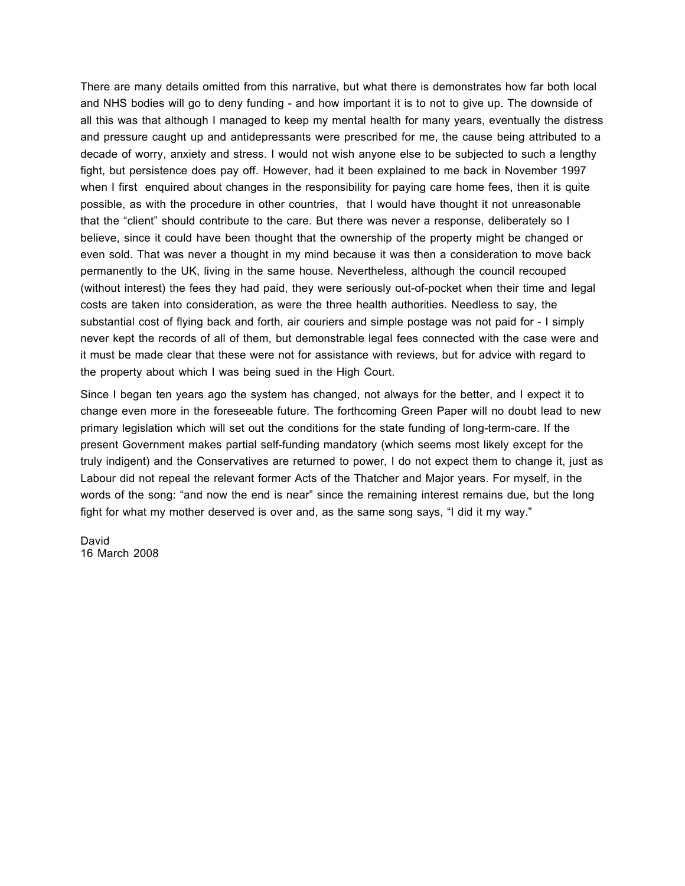There are many details omitted from this narrative, but what there is demonstrates how far both local and NHS bodies will go to deny funding - and how important it is to not to give up. The downside of all this was that although I managed to keep my mental health for many years, eventually the distress and pressure caught up and antidepressants were prescribed for me, the cause being attributed to a decade of worry, anxiety and stress. I would not wish anyone else to be subjected to such a lengthy fight, but persistence does pay off. However, had it been explained to me back in November 1997 when I first enquired about changes in the responsibility for paying care home fees, then it is quite possible, as with the procedure in other countries, that I would have thought it not unreasonable that the "client" should contribute to the care. But there was never a response, deliberately so I believe, since it could have been thought that the ownership of the property might be changed or even sold. That was never a thought in my mind because it was then a consideration to move back permanently to the UK, living in the same house. Nevertheless, although the council recouped (without interest) the fees they had paid, they were seriously out-of-pocket when their time and legal costs are taken into consideration, as were the three health authorities. Needless to say, the substantial cost of flying back and forth, air couriers and simple postage was not paid for - I simply never kept the records of all of them, but demonstrable legal fees connected with the case were and it must be made clear that these were not for assistance with reviews, but for advice with regard to the property about which I was being sued in the High Court.

Since I began ten years ago the system has changed, not always for the better, and I expect it to change even more in the foreseeable future. The forthcoming Green Paper will no doubt lead to new primary legislation which will set out the conditions for the state funding of long-term-care. If the present Government makes partial self-funding mandatory (which seems most likely except for the truly indigent) and the Conservatives are returned to power, I do not expect them to change it, just as Labour did not repeal the relevant former Acts of the Thatcher and Major years. For myself, in the words of the song: "and now the end is near" since the remaining interest remains due, but the long fight for what my mother deserved is over and, as the same song says, "I did it my way."

David
16 March 2008